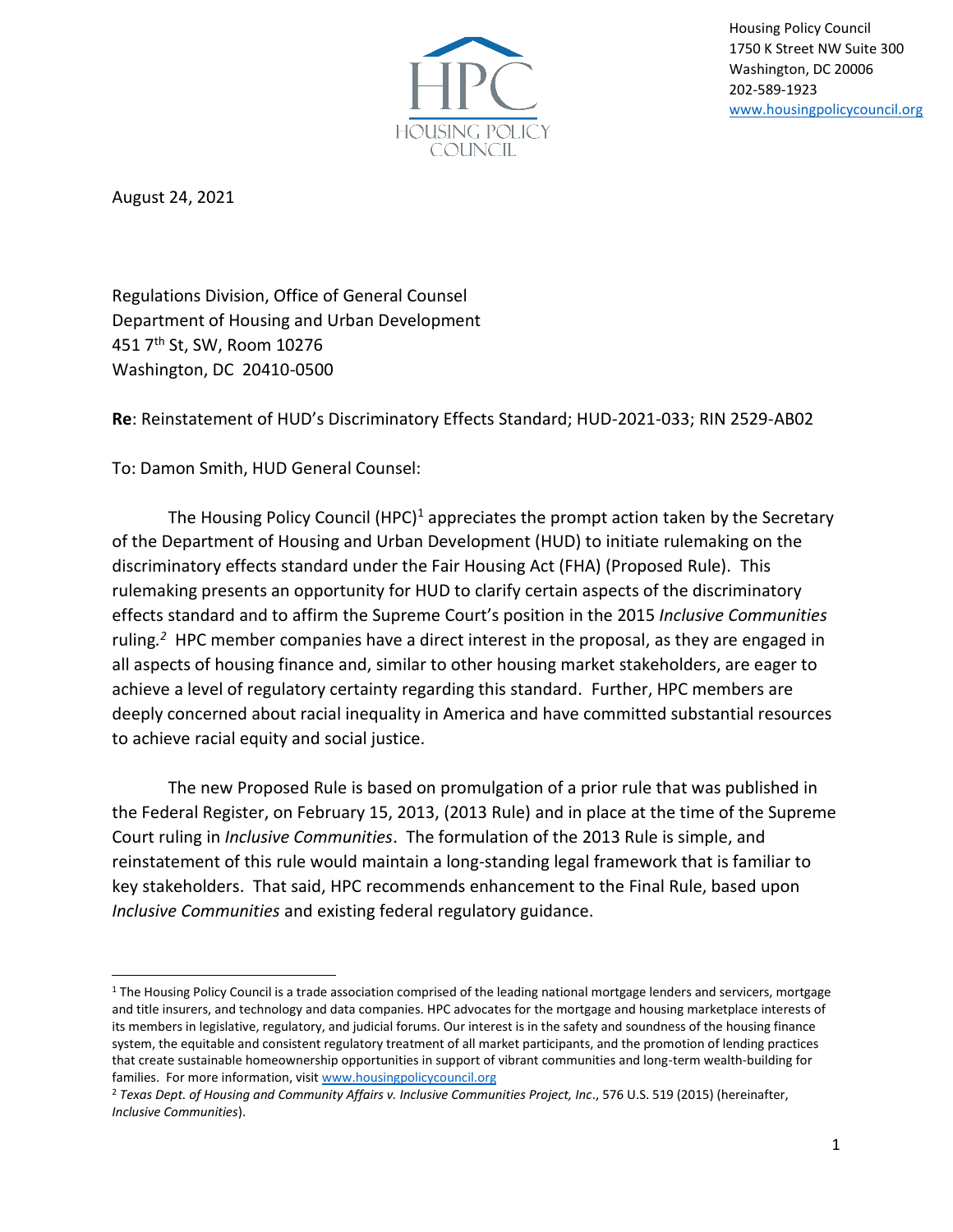Housing Policy Council
1750 K Street NW Suite 300
Washington, DC 20006
202-589-1923
www.housingpolicycouncil.org

August 24, 2021

Regulations Division, Office of General Counsel
Department of Housing and Urban Development
451 7th St, SW, Room 10276
Washington, DC 20410-0500

**Re**: Reinstatement of HUD's Discriminatory Effects Standard; HUD-2021-033; RIN 2529-AB02

To: Damon Smith, HUD General Counsel:

The Housing Policy Council (HPC)[1] appreciates the prompt action taken by the Secretary of the Department of Housing and Urban Development (HUD) to initiate rulemaking on the discriminatory effects standard under the Fair Housing Act (FHA) (Proposed Rule). This rulemaking presents an opportunity for HUD to clarify certain aspects of the discriminatory effects standard and to affirm the Supreme Court's position in the 2015 *Inclusive Communities* ruling.[2] HPC member companies have a direct interest in the proposal, as they are engaged in all aspects of housing finance and, similar to other housing market stakeholders, are eager to achieve a level of regulatory certainty regarding this standard. Further, HPC members are deeply concerned about racial inequality in America and have committed substantial resources to achieve racial equity and social justice.

The new Proposed Rule is based on promulgation of a prior rule that was published in the Federal Register, on February 15, 2013, (2013 Rule) and in place at the time of the Supreme Court ruling in *Inclusive Communities*. The formulation of the 2013 Rule is simple, and reinstatement of this rule would maintain a long-standing legal framework that is familiar to key stakeholders. That said, HPC recommends enhancement to the Final Rule, based upon *Inclusive Communities* and existing federal regulatory guidance.

[1] The Housing Policy Council is a trade association comprised of the leading national mortgage lenders and servicers, mortgage and title insurers, and technology and data companies. HPC advocates for the mortgage and housing marketplace interests of its members in legislative, regulatory, and judicial forums. Our interest is in the safety and soundness of the housing finance system, the equitable and consistent regulatory treatment of all market participants, and the promotion of lending practices that create sustainable homeownership opportunities in support of vibrant communities and long-term wealth-building for families. For more information, visit www.housingpolicycouncil.org

[2] *Texas Dept. of Housing and Community Affairs v. Inclusive Communities Project, Inc*., 576 U.S. 519 (2015) (hereinafter, *Inclusive Communities*).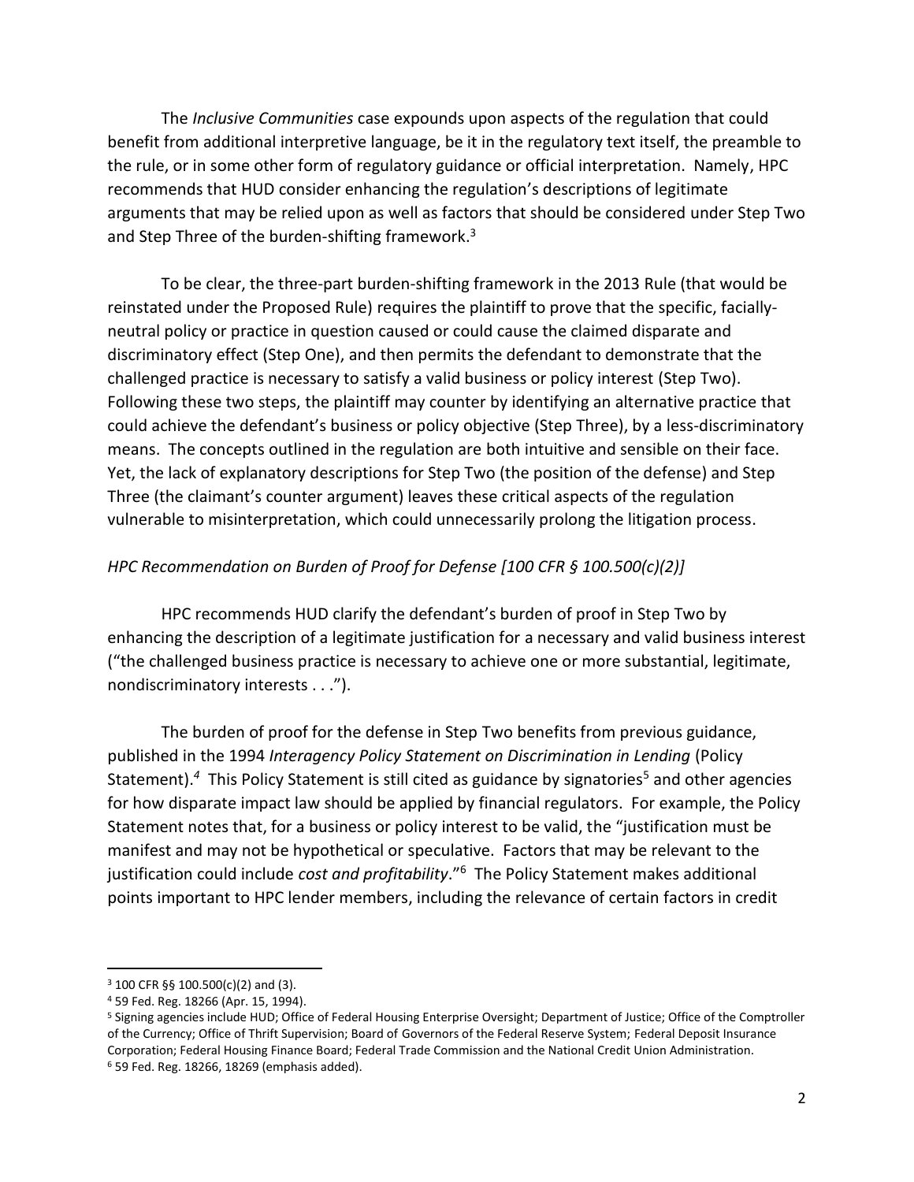The *Inclusive Communities* case expounds upon aspects of the regulation that could benefit from additional interpretive language, be it in the regulatory text itself, the preamble to the rule, or in some other form of regulatory guidance or official interpretation. Namely, HPC recommends that HUD consider enhancing the regulation's descriptions of legitimate arguments that may be relied upon as well as factors that should be considered under Step Two and Step Three of the burden-shifting framework.[3]

To be clear, the three-part burden-shifting framework in the 2013 Rule (that would be reinstated under the Proposed Rule) requires the plaintiff to prove that the specific, facially-neutral policy or practice in question caused or could cause the claimed disparate and discriminatory effect (Step One), and then permits the defendant to demonstrate that the challenged practice is necessary to satisfy a valid business or policy interest (Step Two). Following these two steps, the plaintiff may counter by identifying an alternative practice that could achieve the defendant's business or policy objective (Step Three), by a less-discriminatory means. The concepts outlined in the regulation are both intuitive and sensible on their face. Yet, the lack of explanatory descriptions for Step Two (the position of the defense) and Step Three (the claimant's counter argument) leaves these critical aspects of the regulation vulnerable to misinterpretation, which could unnecessarily prolong the litigation process.

*HPC Recommendation on Burden of Proof for Defense [100 CFR § 100.500(c)(2)]*

HPC recommends HUD clarify the defendant's burden of proof in Step Two by enhancing the description of a legitimate justification for a necessary and valid business interest ("the challenged business practice is necessary to achieve one or more substantial, legitimate, nondiscriminatory interests . . .").

The burden of proof for the defense in Step Two benefits from previous guidance, published in the 1994 *Interagency Policy Statement on Discrimination in Lending* (Policy Statement).[4] This Policy Statement is still cited as guidance by signatories[5] and other agencies for how disparate impact law should be applied by financial regulators. For example, the Policy Statement notes that, for a business or policy interest to be valid, the "justification must be manifest and may not be hypothetical or speculative. Factors that may be relevant to the justification could include *cost and profitability*."[6] The Policy Statement makes additional points important to HPC lender members, including the relevance of certain factors in credit

---

[3] 100 CFR §§ 100.500(c)(2) and (3).

[4] 59 Fed. Reg. 18266 (Apr. 15, 1994).

[5] Signing agencies include HUD; Office of Federal Housing Enterprise Oversight; Department of Justice; Office of the Comptroller of the Currency; Office of Thrift Supervision; Board of Governors of the Federal Reserve System; Federal Deposit Insurance Corporation; Federal Housing Finance Board; Federal Trade Commission and the National Credit Union Administration.

[6] 59 Fed. Reg. 18266, 18269 (emphasis added).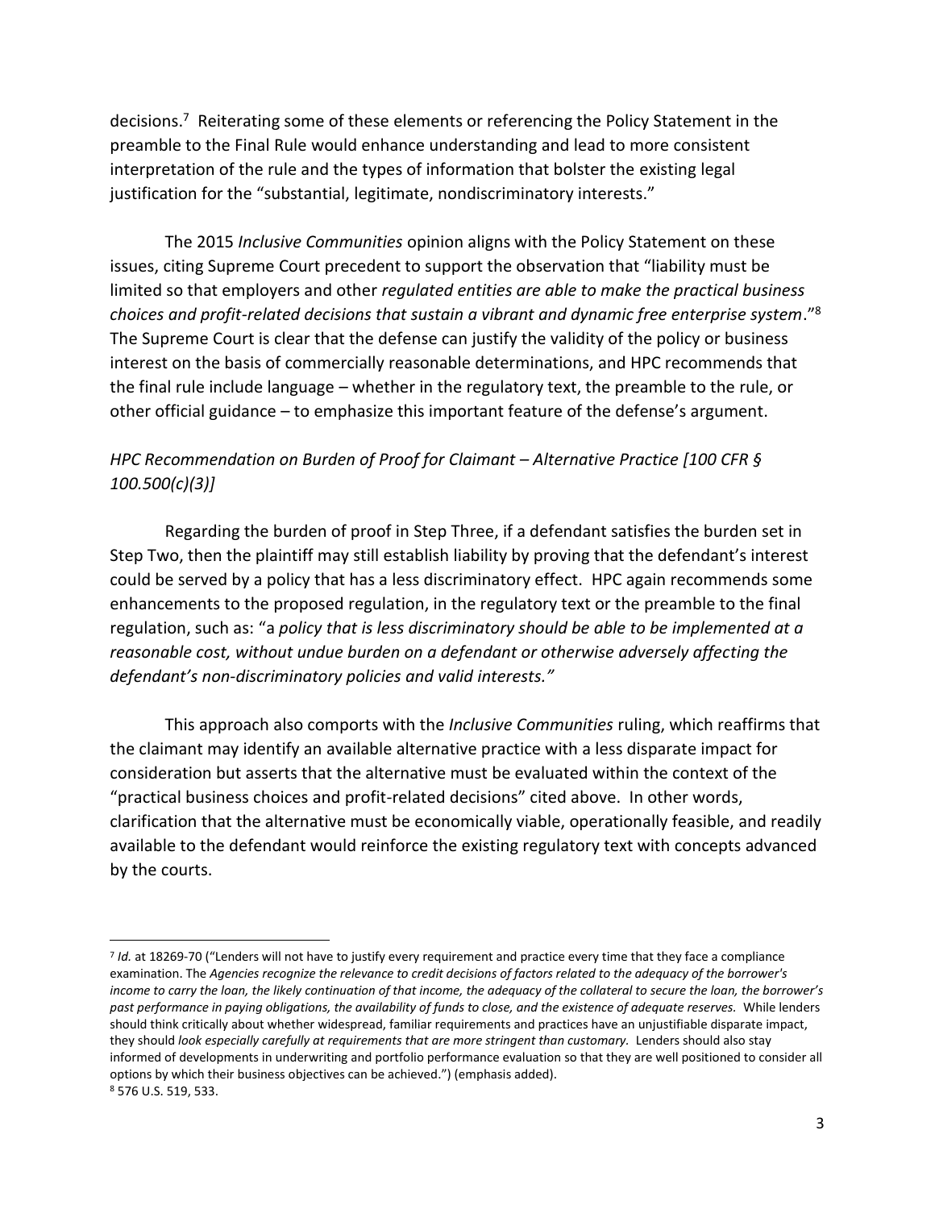decisions.[7] Reiterating some of these elements or referencing the Policy Statement in the preamble to the Final Rule would enhance understanding and lead to more consistent interpretation of the rule and the types of information that bolster the existing legal justification for the "substantial, legitimate, nondiscriminatory interests."

The 2015 *Inclusive Communities* opinion aligns with the Policy Statement on these issues, citing Supreme Court precedent to support the observation that "liability must be limited so that employers and other *regulated entities are able to make the practical business choices and profit-related decisions that sustain a vibrant and dynamic free enterprise system*."[8] The Supreme Court is clear that the defense can justify the validity of the policy or business interest on the basis of commercially reasonable determinations, and HPC recommends that the final rule include language – whether in the regulatory text, the preamble to the rule, or other official guidance – to emphasize this important feature of the defense's argument.

*HPC Recommendation on Burden of Proof for Claimant – Alternative Practice [100 CFR § 100.500(c)(3)]*

Regarding the burden of proof in Step Three, if a defendant satisfies the burden set in Step Two, then the plaintiff may still establish liability by proving that the defendant's interest could be served by a policy that has a less discriminatory effect. HPC again recommends some enhancements to the proposed regulation, in the regulatory text or the preamble to the final regulation, such as: "a *policy that is less discriminatory should be able to be implemented at a reasonable cost, without undue burden on a defendant or otherwise adversely affecting the defendant's non-discriminatory policies and valid interests."*

This approach also comports with the *Inclusive Communities* ruling, which reaffirms that the claimant may identify an available alternative practice with a less disparate impact for consideration but asserts that the alternative must be evaluated within the context of the "practical business choices and profit-related decisions" cited above. In other words, clarification that the alternative must be economically viable, operationally feasible, and readily available to the defendant would reinforce the existing regulatory text with concepts advanced by the courts.

---

[7] *Id.* at 18269-70 ("Lenders will not have to justify every requirement and practice every time that they face a compliance examination. The *Agencies recognize the relevance to credit decisions of factors related to the adequacy of the borrower's income to carry the loan, the likely continuation of that income, the adequacy of the collateral to secure the loan, the borrower's past performance in paying obligations, the availability of funds to close, and the existence of adequate reserves.* While lenders should think critically about whether widespread, familiar requirements and practices have an unjustifiable disparate impact, they should *look especially carefully at requirements that are more stringent than customary.* Lenders should also stay informed of developments in underwriting and portfolio performance evaluation so that they are well positioned to consider all options by which their business objectives can be achieved.") (emphasis added).

[8] 576 U.S. 519, 533.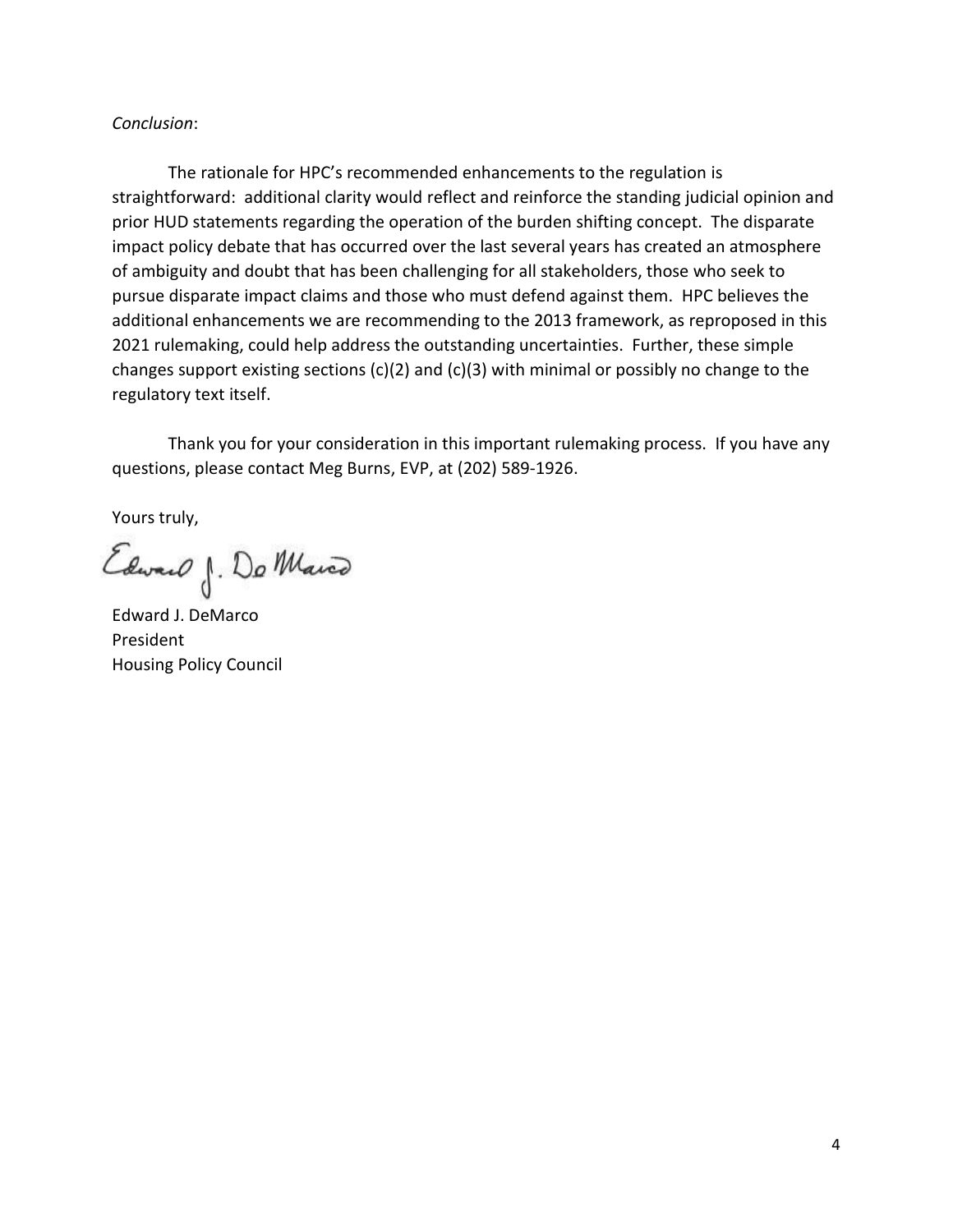*Conclusion*:

The rationale for HPC's recommended enhancements to the regulation is straightforward: additional clarity would reflect and reinforce the standing judicial opinion and prior HUD statements regarding the operation of the burden shifting concept. The disparate impact policy debate that has occurred over the last several years has created an atmosphere of ambiguity and doubt that has been challenging for all stakeholders, those who seek to pursue disparate impact claims and those who must defend against them. HPC believes the additional enhancements we are recommending to the 2013 framework, as reproposed in this 2021 rulemaking, could help address the outstanding uncertainties. Further, these simple changes support existing sections (c)(2) and (c)(3) with minimal or possibly no change to the regulatory text itself.

Thank you for your consideration in this important rulemaking process. If you have any questions, please contact Meg Burns, EVP, at (202) 589-1926.

Yours truly,

Edward J. DeMarco

Edward J. DeMarco
President
Housing Policy Council